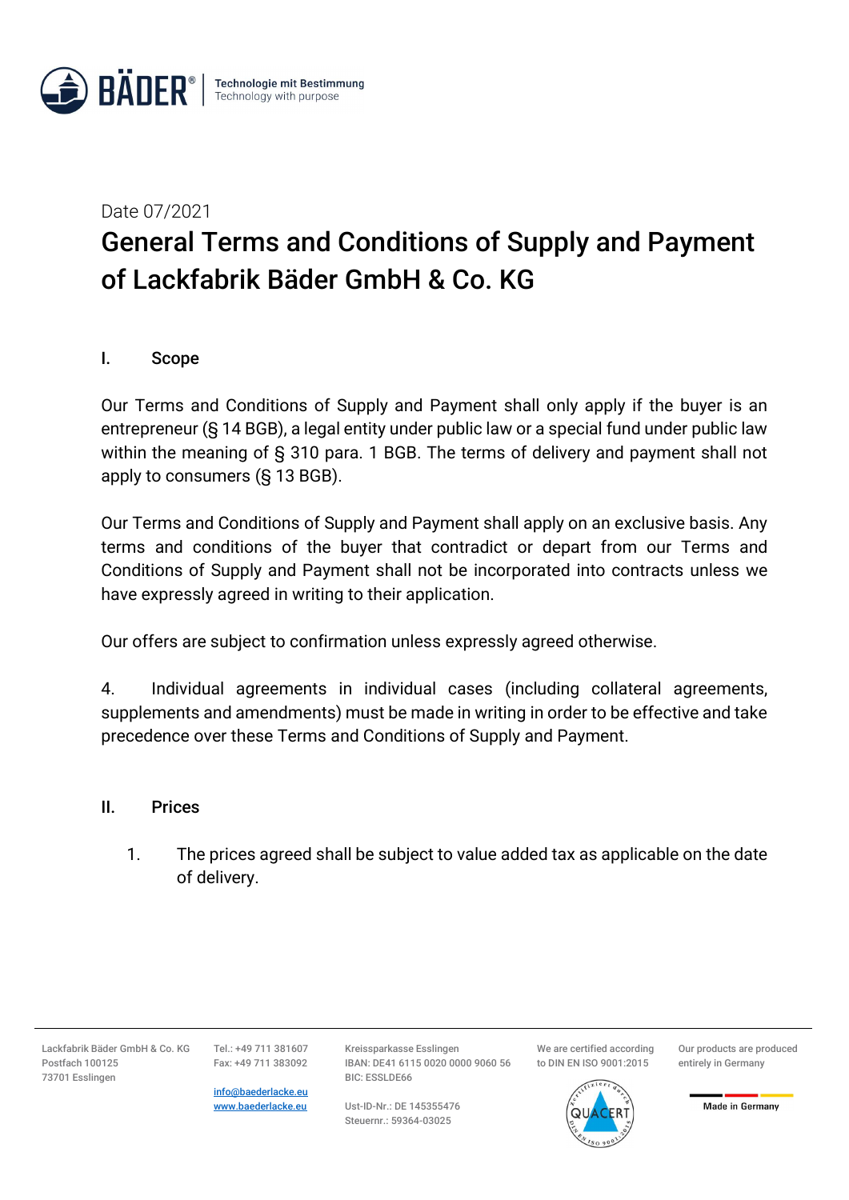Date 07/2021

# General Terms and Conditions of Supply and Payment of Lackfabrik Bäder GmbH & Co. KG

## I. Scope

Our Terms and Conditions of Supply and Payment shall only apply if the buyer is an entrepreneur (§ 14 BGB), a legal entity under public law or a special fund under public law within the meaning of § 310 para. 1 BGB. The terms of delivery and payment shall not apply to consumers (§ 13 BGB).

Our Terms and Conditions of Supply and Payment shall apply on an exclusive basis. Any terms and conditions of the buyer that contradict or depart from our Terms and Conditions of Supply and Payment shall not be incorporated into contracts unless we have expressly agreed in writing to their application.

Our offers are subject to confirmation unless expressly agreed otherwise.

4. Individual agreements in individual cases (including collateral agreements, supplements and amendments) must be made in writing in order to be effective and take precedence over these Terms and Conditions of Supply and Payment.

## II. Prices

1. The prices agreed shall be subject to value added tax as applicable on the date of delivery.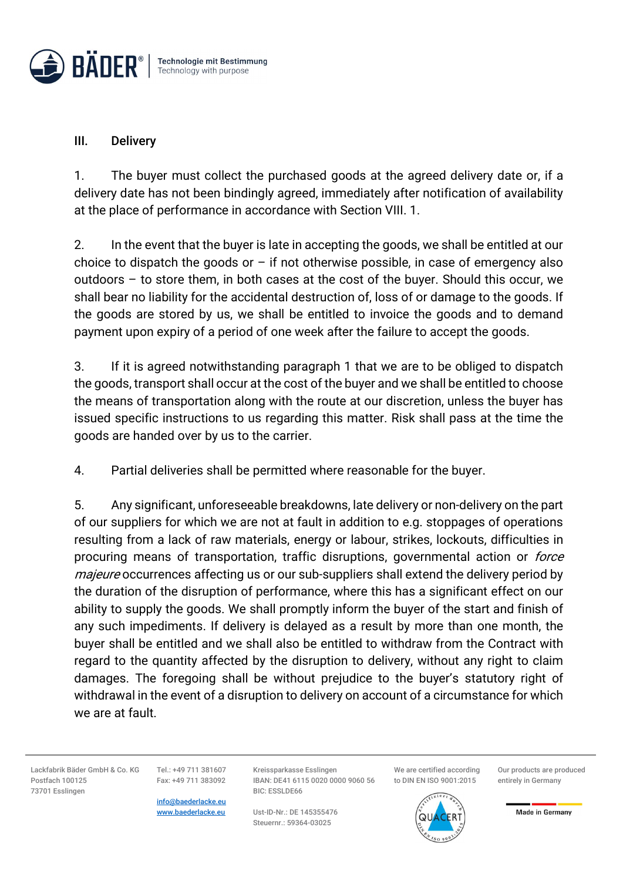## III. Delivery

1. The buyer must collect the purchased goods at the agreed delivery date or, if a delivery date has not been bindingly agreed, immediately after notification of availability at the place of performance in accordance with Section VIII. 1.

2. In the event that the buyer is late in accepting the goods, we shall be entitled at our choice to dispatch the goods or – if not otherwise possible, in case of emergency also outdoors – to store them, in both cases at the cost of the buyer. Should this occur, we shall bear no liability for the accidental destruction of, loss of or damage to the goods. If the goods are stored by us, we shall be entitled to invoice the goods and to demand payment upon expiry of a period of one week after the failure to accept the goods.

3. If it is agreed notwithstanding paragraph 1 that we are to be obliged to dispatch the goods, transport shall occur at the cost of the buyer and we shall be entitled to choose the means of transportation along with the route at our discretion, unless the buyer has issued specific instructions to us regarding this matter. Risk shall pass at the time the goods are handed over by us to the carrier.

4. Partial deliveries shall be permitted where reasonable for the buyer.

5. Any significant, unforeseeable breakdowns, late delivery or non-delivery on the part of our suppliers for which we are not at fault in addition to e.g. stoppages of operations resulting from a lack of raw materials, energy or labour, strikes, lockouts, difficulties in procuring means of transportation, traffic disruptions, governmental action or *force majeure* occurrences affecting us or our sub-suppliers shall extend the delivery period by the duration of the disruption of performance, where this has a significant effect on our ability to supply the goods. We shall promptly inform the buyer of the start and finish of any such impediments. If delivery is delayed as a result by more than one month, the buyer shall be entitled and we shall also be entitled to withdraw from the Contract with regard to the quantity affected by the disruption to delivery, without any right to claim damages. The foregoing shall be without prejudice to the buyer's statutory right of withdrawal in the event of a disruption to delivery on account of a circumstance for which we are at fault.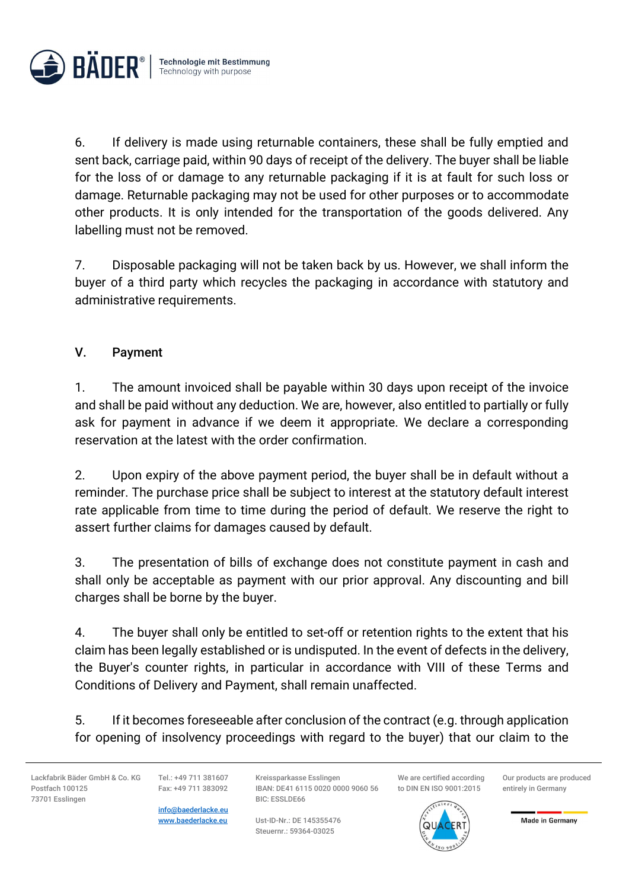6. If delivery is made using returnable containers, these shall be fully emptied and sent back, carriage paid, within 90 days of receipt of the delivery. The buyer shall be liable for the loss of or damage to any returnable packaging if it is at fault for such loss or damage. Returnable packaging may not be used for other purposes or to accommodate other products. It is only intended for the transportation of the goods delivered. Any labelling must not be removed.

7. Disposable packaging will not be taken back by us. However, we shall inform the buyer of a third party which recycles the packaging in accordance with statutory and administrative requirements.

## V. Payment

1. The amount invoiced shall be payable within 30 days upon receipt of the invoice and shall be paid without any deduction. We are, however, also entitled to partially or fully ask for payment in advance if we deem it appropriate. We declare a corresponding reservation at the latest with the order confirmation.

2. Upon expiry of the above payment period, the buyer shall be in default without a reminder. The purchase price shall be subject to interest at the statutory default interest rate applicable from time to time during the period of default. We reserve the right to assert further claims for damages caused by default.

3. The presentation of bills of exchange does not constitute payment in cash and shall only be acceptable as payment with our prior approval. Any discounting and bill charges shall be borne by the buyer.

4. The buyer shall only be entitled to set-off or retention rights to the extent that his claim has been legally established or is undisputed. In the event of defects in the delivery, the Buyer's counter rights, in particular in accordance with VIII of these Terms and Conditions of Delivery and Payment, shall remain unaffected.

5. If it becomes foreseeable after conclusion of the contract (e.g. through application for opening of insolvency proceedings with regard to the buyer) that our claim to the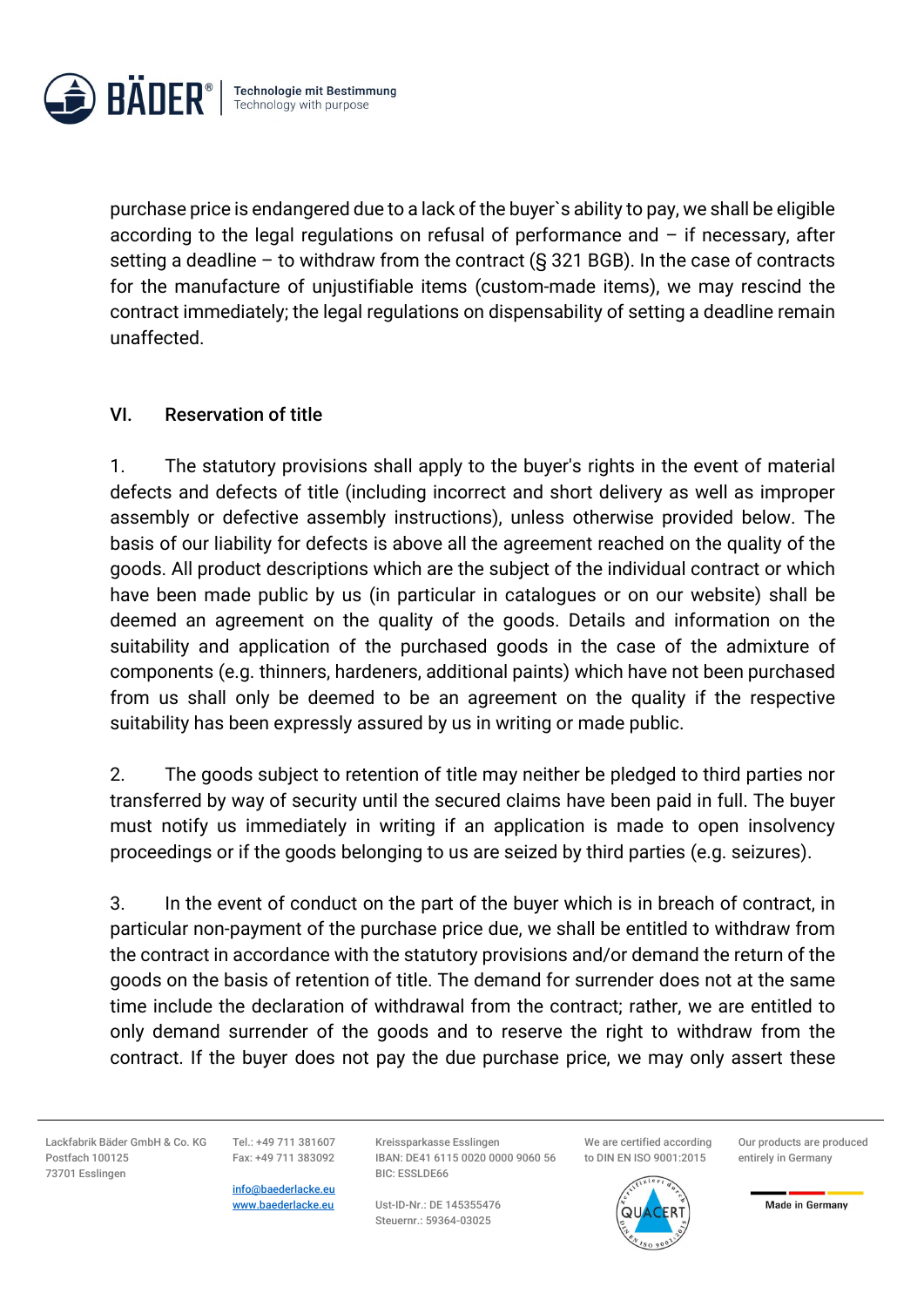purchase price is endangered due to a lack of the buyer`s ability to pay, we shall be eligible according to the legal regulations on refusal of performance and – if necessary, after setting a deadline – to withdraw from the contract (§ 321 BGB). In the case of contracts for the manufacture of unjustifiable items (custom-made items), we may rescind the contract immediately; the legal regulations on dispensability of setting a deadline remain unaffected.

## VI. Reservation of title

1. The statutory provisions shall apply to the buyer's rights in the event of material defects and defects of title (including incorrect and short delivery as well as improper assembly or defective assembly instructions), unless otherwise provided below. The basis of our liability for defects is above all the agreement reached on the quality of the goods. All product descriptions which are the subject of the individual contract or which have been made public by us (in particular in catalogues or on our website) shall be deemed an agreement on the quality of the goods. Details and information on the suitability and application of the purchased goods in the case of the admixture of components (e.g. thinners, hardeners, additional paints) which have not been purchased from us shall only be deemed to be an agreement on the quality if the respective suitability has been expressly assured by us in writing or made public.

2. The goods subject to retention of title may neither be pledged to third parties nor transferred by way of security until the secured claims have been paid in full. The buyer must notify us immediately in writing if an application is made to open insolvency proceedings or if the goods belonging to us are seized by third parties (e.g. seizures).

3. In the event of conduct on the part of the buyer which is in breach of contract, in particular non-payment of the purchase price due, we shall be entitled to withdraw from the contract in accordance with the statutory provisions and/or demand the return of the goods on the basis of retention of title. The demand for surrender does not at the same time include the declaration of withdrawal from the contract; rather, we are entitled to only demand surrender of the goods and to reserve the right to withdraw from the contract. If the buyer does not pay the due purchase price, we may only assert these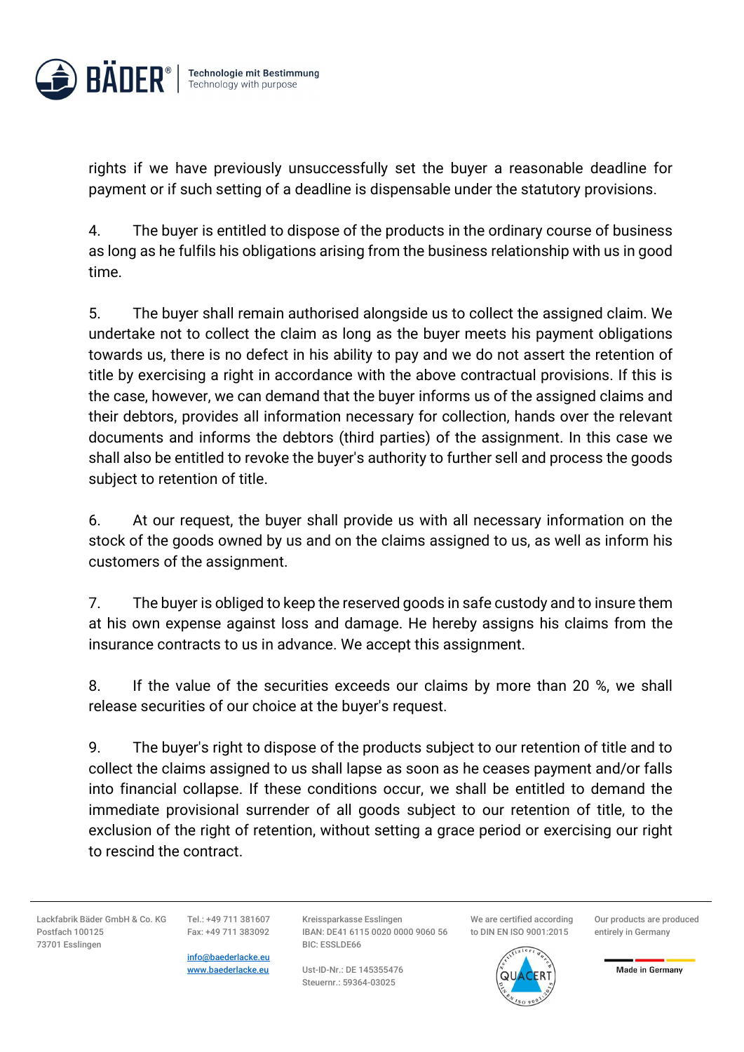rights if we have previously unsuccessfully set the buyer a reasonable deadline for payment or if such setting of a deadline is dispensable under the statutory provisions.

4. The buyer is entitled to dispose of the products in the ordinary course of business as long as he fulfils his obligations arising from the business relationship with us in good time.

5. The buyer shall remain authorised alongside us to collect the assigned claim. We undertake not to collect the claim as long as the buyer meets his payment obligations towards us, there is no defect in his ability to pay and we do not assert the retention of title by exercising a right in accordance with the above contractual provisions. If this is the case, however, we can demand that the buyer informs us of the assigned claims and their debtors, provides all information necessary for collection, hands over the relevant documents and informs the debtors (third parties) of the assignment. In this case we shall also be entitled to revoke the buyer's authority to further sell and process the goods subject to retention of title.

6. At our request, the buyer shall provide us with all necessary information on the stock of the goods owned by us and on the claims assigned to us, as well as inform his customers of the assignment.

7. The buyer is obliged to keep the reserved goods in safe custody and to insure them at his own expense against loss and damage. He hereby assigns his claims from the insurance contracts to us in advance. We accept this assignment.

8. If the value of the securities exceeds our claims by more than 20 %, we shall release securities of our choice at the buyer's request.

9. The buyer's right to dispose of the products subject to our retention of title and to collect the claims assigned to us shall lapse as soon as he ceases payment and/or falls into financial collapse. If these conditions occur, we shall be entitled to demand the immediate provisional surrender of all goods subject to our retention of title, to the exclusion of the right of retention, without setting a grace period or exercising our right to rescind the contract.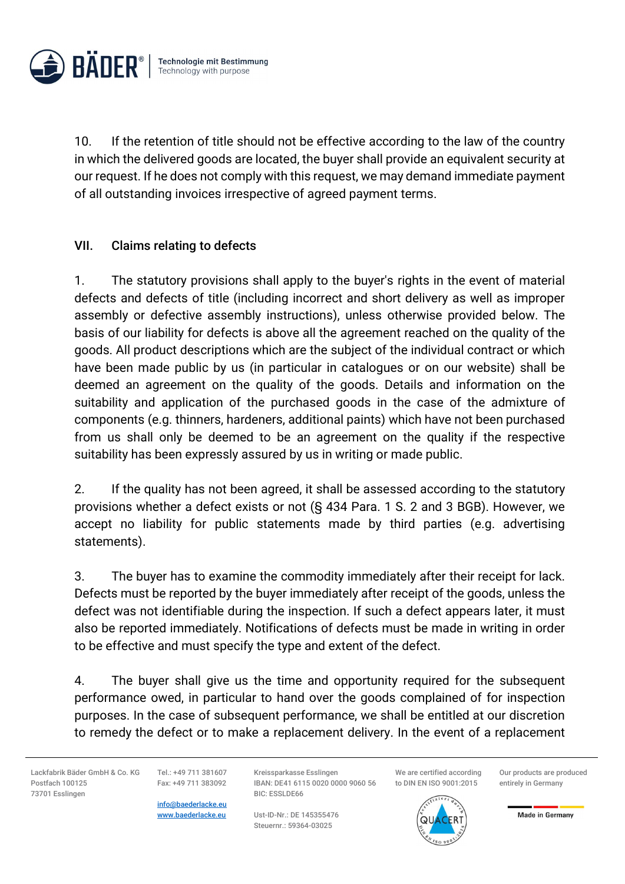10. If the retention of title should not be effective according to the law of the country in which the delivered goods are located, the buyer shall provide an equivalent security at our request. If he does not comply with this request, we may demand immediate payment of all outstanding invoices irrespective of agreed payment terms.

## VII. Claims relating to defects

1. The statutory provisions shall apply to the buyer's rights in the event of material defects and defects of title (including incorrect and short delivery as well as improper assembly or defective assembly instructions), unless otherwise provided below. The basis of our liability for defects is above all the agreement reached on the quality of the goods. All product descriptions which are the subject of the individual contract or which have been made public by us (in particular in catalogues or on our website) shall be deemed an agreement on the quality of the goods. Details and information on the suitability and application of the purchased goods in the case of the admixture of components (e.g. thinners, hardeners, additional paints) which have not been purchased from us shall only be deemed to be an agreement on the quality if the respective suitability has been expressly assured by us in writing or made public.

2. If the quality has not been agreed, it shall be assessed according to the statutory provisions whether a defect exists or not (§ 434 Para. 1 S. 2 and 3 BGB). However, we accept no liability for public statements made by third parties (e.g. advertising statements).

3. The buyer has to examine the commodity immediately after their receipt for lack. Defects must be reported by the buyer immediately after receipt of the goods, unless the defect was not identifiable during the inspection. If such a defect appears later, it must also be reported immediately. Notifications of defects must be made in writing in order to be effective and must specify the type and extent of the defect.

4. The buyer shall give us the time and opportunity required for the subsequent performance owed, in particular to hand over the goods complained of for inspection purposes. In the case of subsequent performance, we shall be entitled at our discretion to remedy the defect or to make a replacement delivery. In the event of a replacement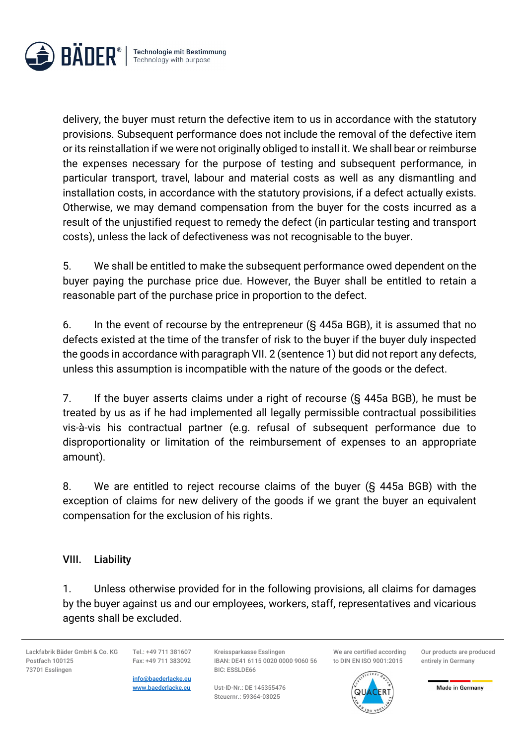delivery, the buyer must return the defective item to us in accordance with the statutory provisions. Subsequent performance does not include the removal of the defective item or its reinstallation if we were not originally obliged to install it. We shall bear or reimburse the expenses necessary for the purpose of testing and subsequent performance, in particular transport, travel, labour and material costs as well as any dismantling and installation costs, in accordance with the statutory provisions, if a defect actually exists. Otherwise, we may demand compensation from the buyer for the costs incurred as a result of the unjustified request to remedy the defect (in particular testing and transport costs), unless the lack of defectiveness was not recognisable to the buyer.

5. We shall be entitled to make the subsequent performance owed dependent on the buyer paying the purchase price due. However, the Buyer shall be entitled to retain a reasonable part of the purchase price in proportion to the defect.

6. In the event of recourse by the entrepreneur (§ 445a BGB), it is assumed that no defects existed at the time of the transfer of risk to the buyer if the buyer duly inspected the goods in accordance with paragraph VII. 2 (sentence 1) but did not report any defects, unless this assumption is incompatible with the nature of the goods or the defect.

7. If the buyer asserts claims under a right of recourse (§ 445a BGB), he must be treated by us as if he had implemented all legally permissible contractual possibilities vis-à-vis his contractual partner (e.g. refusal of subsequent performance due to disproportionality or limitation of the reimbursement of expenses to an appropriate amount).

8. We are entitled to reject recourse claims of the buyer (§ 445a BGB) with the exception of claims for new delivery of the goods if we grant the buyer an equivalent compensation for the exclusion of his rights.

## VIII. Liability

1. Unless otherwise provided for in the following provisions, all claims for damages by the buyer against us and our employees, workers, staff, representatives and vicarious agents shall be excluded.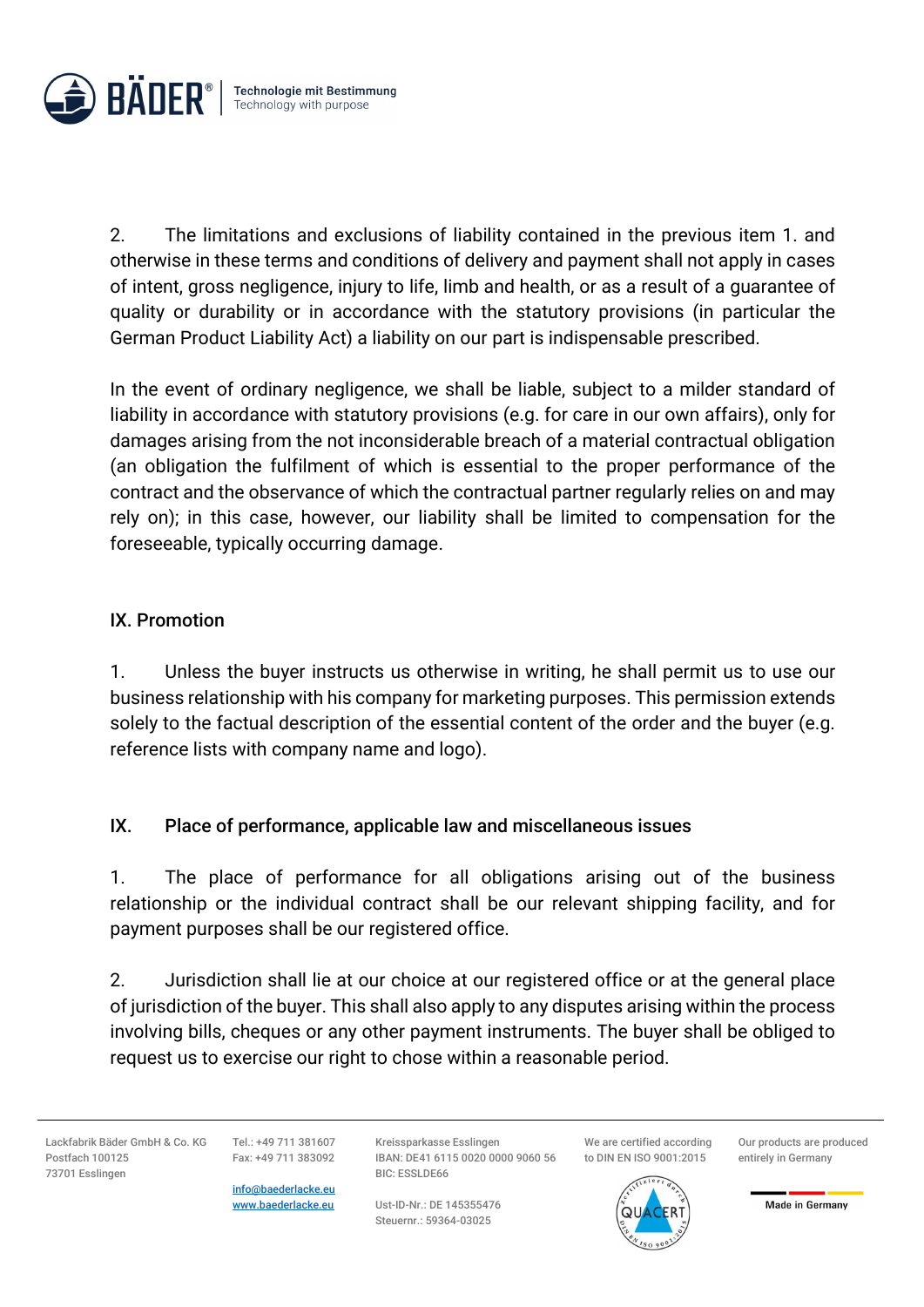2. The limitations and exclusions of liability contained in the previous item 1. and otherwise in these terms and conditions of delivery and payment shall not apply in cases of intent, gross negligence, injury to life, limb and health, or as a result of a guarantee of quality or durability or in accordance with the statutory provisions (in particular the German Product Liability Act) a liability on our part is indispensable prescribed.

In the event of ordinary negligence, we shall be liable, subject to a milder standard of liability in accordance with statutory provisions (e.g. for care in our own affairs), only for damages arising from the not inconsiderable breach of a material contractual obligation (an obligation the fulfilment of which is essential to the proper performance of the contract and the observance of which the contractual partner regularly relies on and may rely on); in this case, however, our liability shall be limited to compensation for the foreseeable, typically occurring damage.

## IX. Promotion

1. Unless the buyer instructs us otherwise in writing, he shall permit us to use our business relationship with his company for marketing purposes. This permission extends solely to the factual description of the essential content of the order and the buyer (e.g. reference lists with company name and logo).

## IX. Place of performance, applicable law and miscellaneous issues

1. The place of performance for all obligations arising out of the business relationship or the individual contract shall be our relevant shipping facility, and for payment purposes shall be our registered office.

2. Jurisdiction shall lie at our choice at our registered office or at the general place of jurisdiction of the buyer. This shall also apply to any disputes arising within the process involving bills, cheques or any other payment instruments. The buyer shall be obliged to request us to exercise our right to chose within a reasonable period.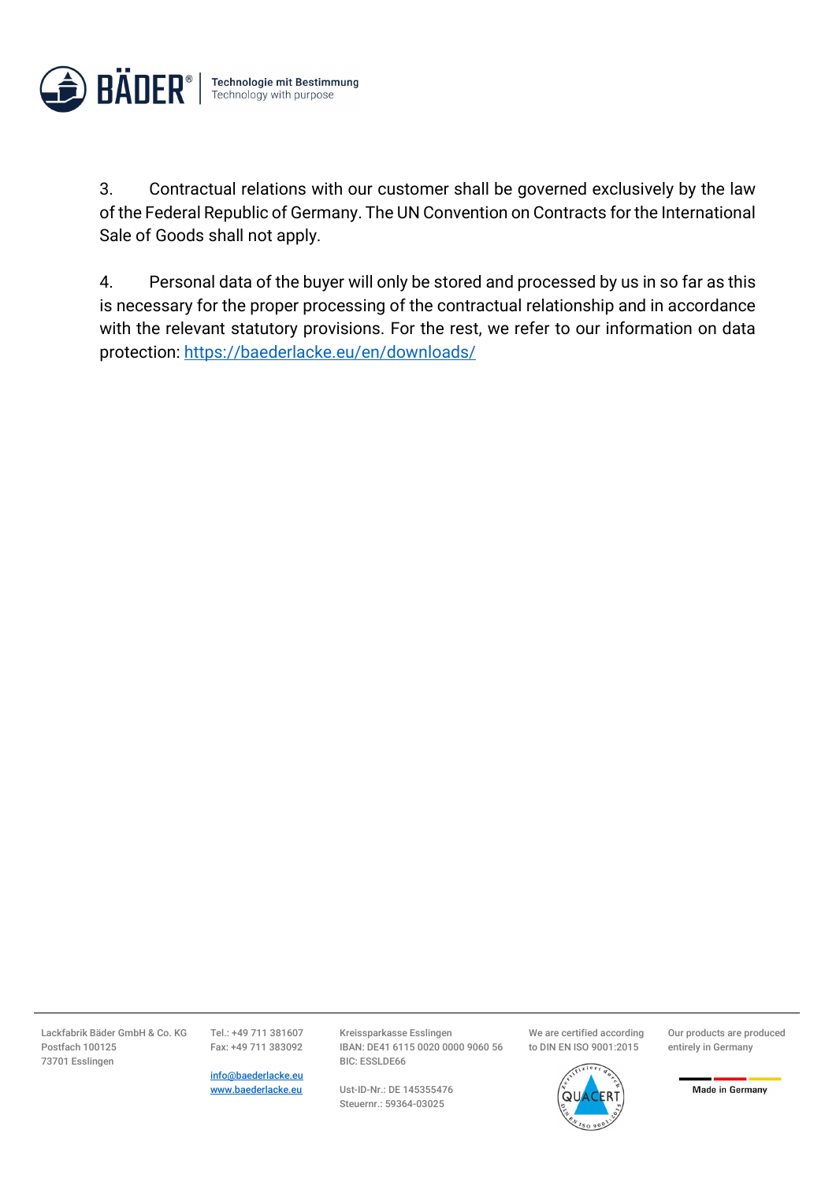3. Contractual relations with our customer shall be governed exclusively by the law of the Federal Republic of Germany. The UN Convention on Contracts for the International Sale of Goods shall not apply.

4. Personal data of the buyer will only be stored and processed by us in so far as this is necessary for the proper processing of the contractual relationship and in accordance with the relevant statutory provisions. For the rest, we refer to our information on data protection: [https://baederlacke.eu/en/downloads/](https://baederlacke.eu/en/downloads/)